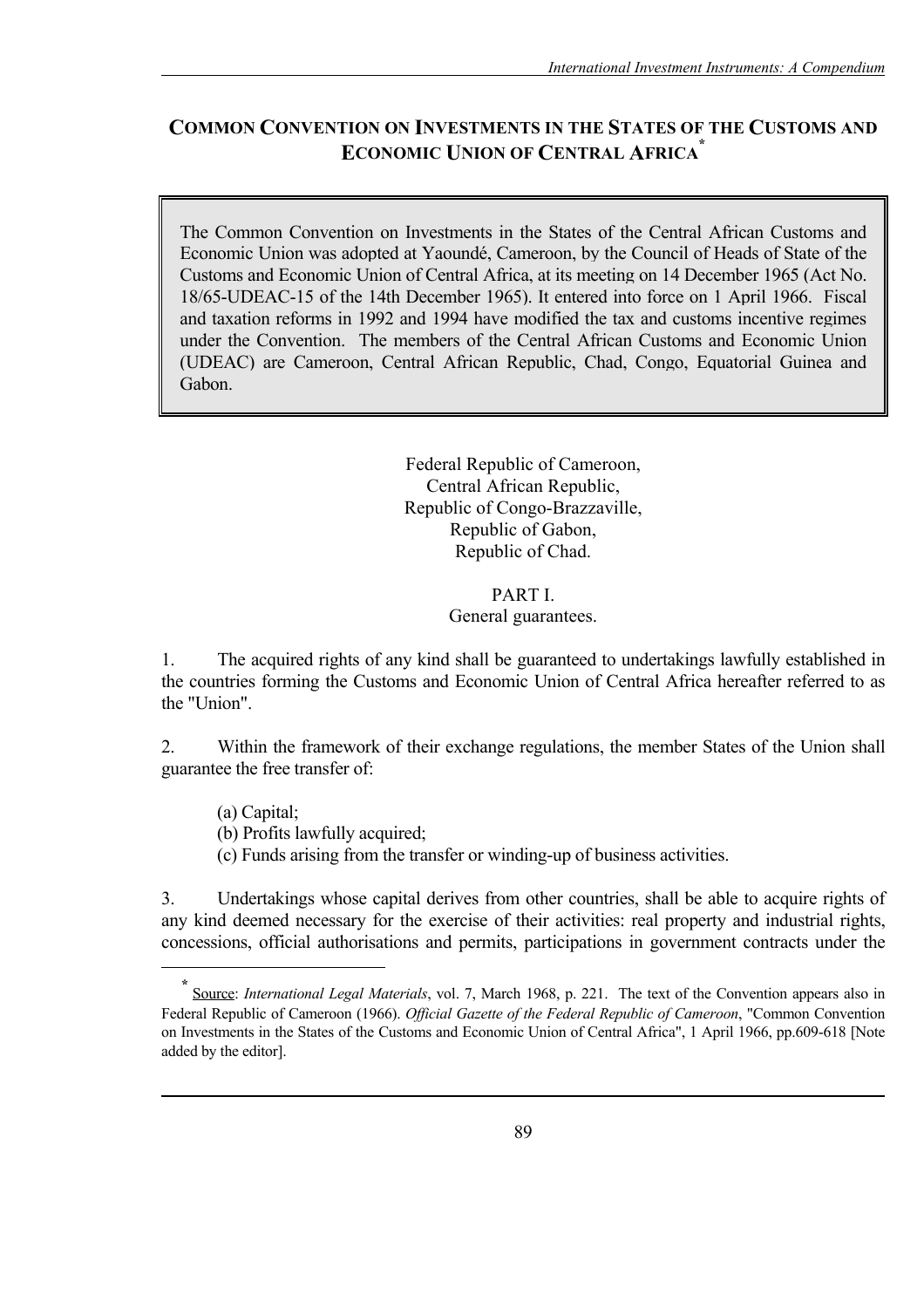# COMMON CONVENTION ON INVESTMENTS IN THE STATES OF THE CUSTOMS AND ECONOMIC UNION OF CENTRAL AFRICA*

> The Common Convention on Investments in the States of the Central African Customs and Economic Union was adopted at Yaoundé, Cameroon, by the Council of Heads of State of the Customs and Economic Union of Central Africa, at its meeting on 14 December 1965 (Act No. 18/65-UDEAC-15 of the 14th December 1965). It entered into force on 1 April 1966. Fiscal and taxation reforms in 1992 and 1994 have modified the tax and customs incentive regimes under the Convention. The members of the Central African Customs and Economic Union (UDEAC) are Cameroon, Central African Republic, Chad, Congo, Equatorial Guinea and Gabon.

Federal Republic of Cameroon,
Central African Republic,
Republic of Congo-Brazzaville,
Republic of Gabon,
Republic of Chad.

## PART I.
## General guarantees.

1. The acquired rights of any kind shall be guaranteed to undertakings lawfully established in the countries forming the Customs and Economic Union of Central Africa hereafter referred to as the "Union".

2. Within the framework of their exchange regulations, the member States of the Union shall guarantee the free transfer of:

   (a) Capital;
   (b) Profits lawfully acquired;
   (c) Funds arising from the transfer or winding-up of business activities.

3. Undertakings whose capital derives from other countries, shall be able to acquire rights of any kind deemed necessary for the exercise of their activities: real property and industrial rights, concessions, official authorisations and permits, participations in government contracts under the

---

* Source: *International Legal Materials*, vol. 7, March 1968, p. 221. The text of the Convention appears also in Federal Republic of Cameroon (1966). *Official Gazette of the Federal Republic of Cameroon*, "Common Convention on Investments in the States of the Customs and Economic Union of Central Africa", 1 April 1966, pp.609-618 [Note added by the editor].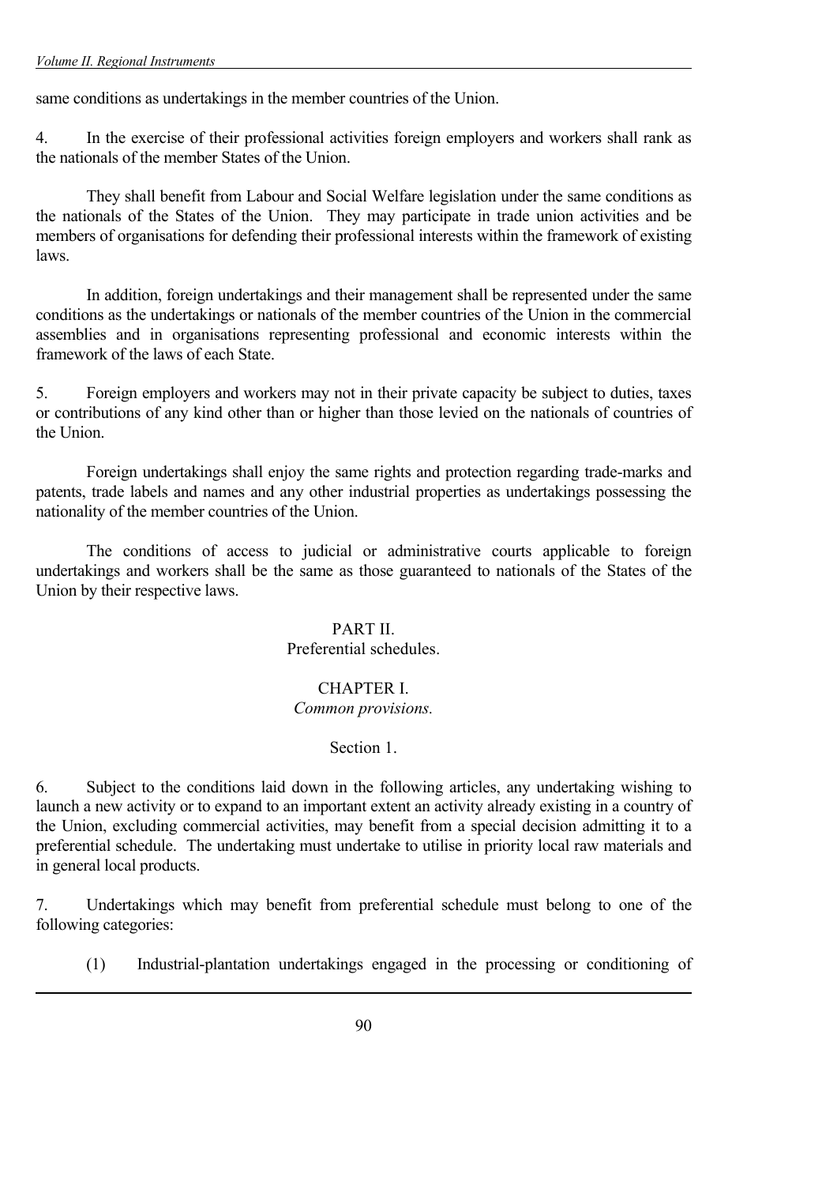same conditions as undertakings in the member countries of the Union.

4. In the exercise of their professional activities foreign employers and workers shall rank as the nationals of the member States of the Union.

They shall benefit from Labour and Social Welfare legislation under the same conditions as the nationals of the States of the Union. They may participate in trade union activities and be members of organisations for defending their professional interests within the framework of existing laws.

In addition, foreign undertakings and their management shall be represented under the same conditions as the undertakings or nationals of the member countries of the Union in the commercial assemblies and in organisations representing professional and economic interests within the framework of the laws of each State.

5. Foreign employers and workers may not in their private capacity be subject to duties, taxes or contributions of any kind other than or higher than those levied on the nationals of countries of the Union.

Foreign undertakings shall enjoy the same rights and protection regarding trade-marks and patents, trade labels and names and any other industrial properties as undertakings possessing the nationality of the member countries of the Union.

The conditions of access to judicial or administrative courts applicable to foreign undertakings and workers shall be the same as those guaranteed to nationals of the States of the Union by their respective laws.

## PART II.
## Preferential schedules.

### CHAPTER I.
### *Common provisions.*

#### Section 1.

6. Subject to the conditions laid down in the following articles, any undertaking wishing to launch a new activity or to expand to an important extent an activity already existing in a country of the Union, excluding commercial activities, may benefit from a special decision admitting it to a preferential schedule. The undertaking must undertake to utilise in priority local raw materials and in general local products.

7. Undertakings which may benefit from preferential schedule must belong to one of the following categories:

(1) Industrial-plantation undertakings engaged in the processing or conditioning of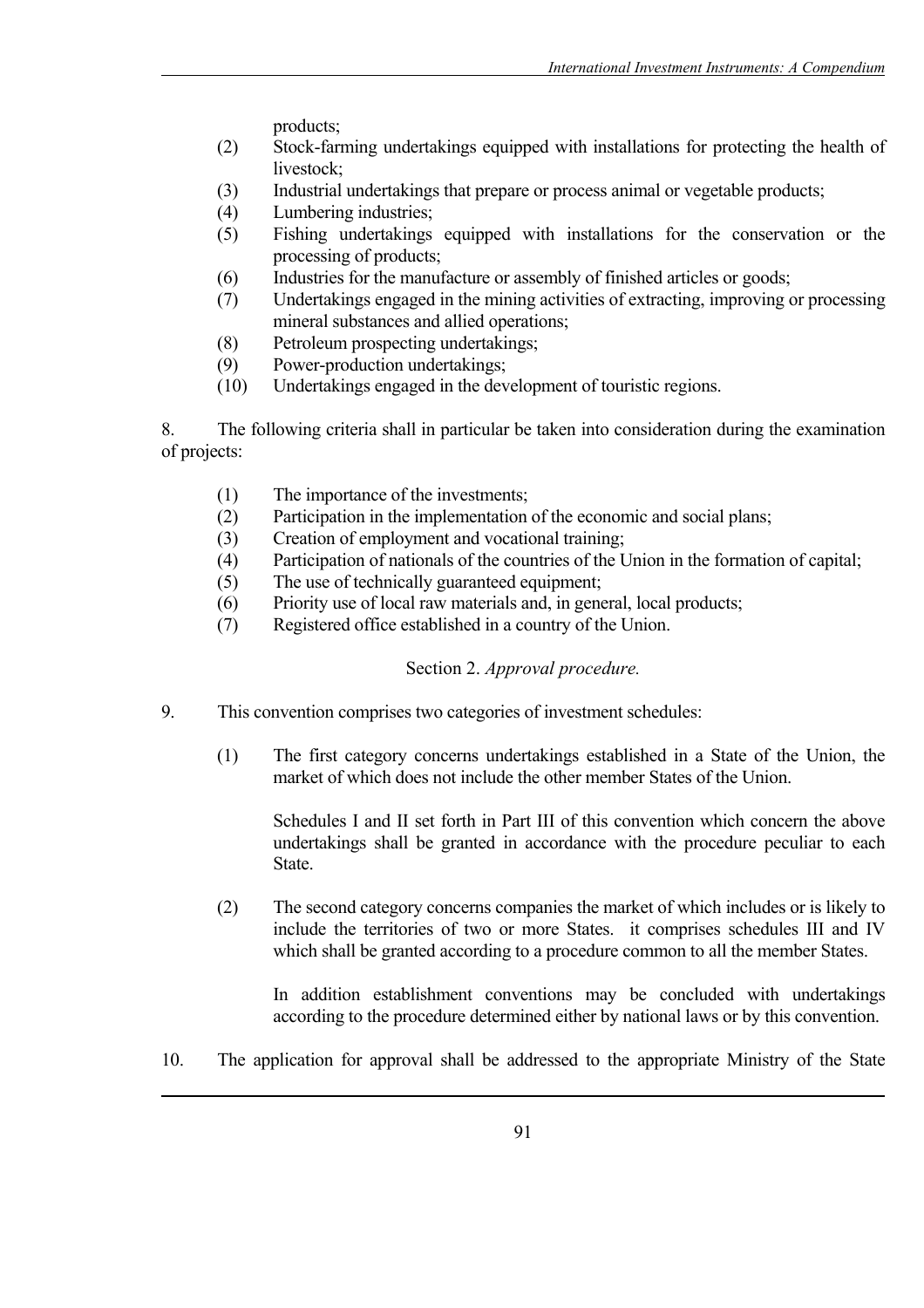products;

(2) Stock-farming undertakings equipped with installations for protecting the health of livestock;

(3) Industrial undertakings that prepare or process animal or vegetable products;

(4) Lumbering industries;

(5) Fishing undertakings equipped with installations for the conservation or the processing of products;

(6) Industries for the manufacture or assembly of finished articles or goods;

(7) Undertakings engaged in the mining activities of extracting, improving or processing mineral substances and allied operations;

(8) Petroleum prospecting undertakings;

(9) Power-production undertakings;

(10) Undertakings engaged in the development of touristic regions.

8. The following criteria shall in particular be taken into consideration during the examination of projects:

(1) The importance of the investments;

(2) Participation in the implementation of the economic and social plans;

(3) Creation of employment and vocational training;

(4) Participation of nationals of the countries of the Union in the formation of capital;

(5) The use of technically guaranteed equipment;

(6) Priority use of local raw materials and, in general, local products;

(7) Registered office established in a country of the Union.

Section 2. *Approval procedure.*

9. This convention comprises two categories of investment schedules:

(1) The first category concerns undertakings established in a State of the Union, the market of which does not include the other member States of the Union.

Schedules I and II set forth in Part III of this convention which concern the above undertakings shall be granted in accordance with the procedure peculiar to each State.

(2) The second category concerns companies the market of which includes or is likely to include the territories of two or more States. it comprises schedules III and IV which shall be granted according to a procedure common to all the member States.

In addition establishment conventions may be concluded with undertakings according to the procedure determined either by national laws or by this convention.

10. The application for approval shall be addressed to the appropriate Ministry of the State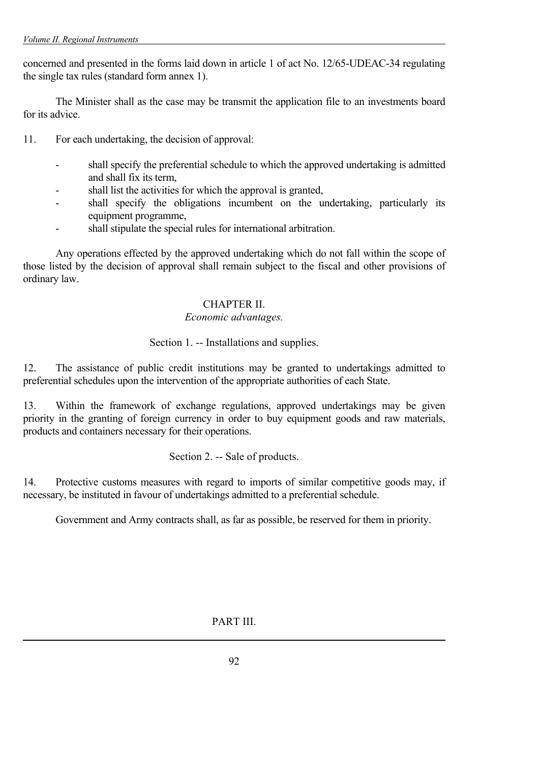concerned and presented in the forms laid down in article 1 of act No. 12/65-UDEAC-34 regulating the single tax rules (standard form annex 1).

The Minister shall as the case may be transmit the application file to an investments board for its advice.

11. For each undertaking, the decision of approval:

- shall specify the preferential schedule to which the approved undertaking is admitted and shall fix its term,
- shall list the activities for which the approval is granted,
- shall specify the obligations incumbent on the undertaking, particularly its equipment programme,
- shall stipulate the special rules for international arbitration.

Any operations effected by the approved undertaking which do not fall within the scope of those listed by the decision of approval shall remain subject to the fiscal and other provisions of ordinary law.

## CHAPTER II.
*Economic advantages.*

### Section 1. -- Installations and supplies.

12. The assistance of public credit institutions may be granted to undertakings admitted to preferential schedules upon the intervention of the appropriate authorities of each State.

13. Within the framework of exchange regulations, approved undertakings may be given priority in the granting of foreign currency in order to buy equipment goods and raw materials, products and containers necessary for their operations.

### Section 2. -- Sale of products.

14. Protective customs measures with regard to imports of similar competitive goods may, if necessary, be instituted in favour of undertakings admitted to a preferential schedule.

Government and Army contracts shall, as far as possible, be reserved for them in priority.

## PART III.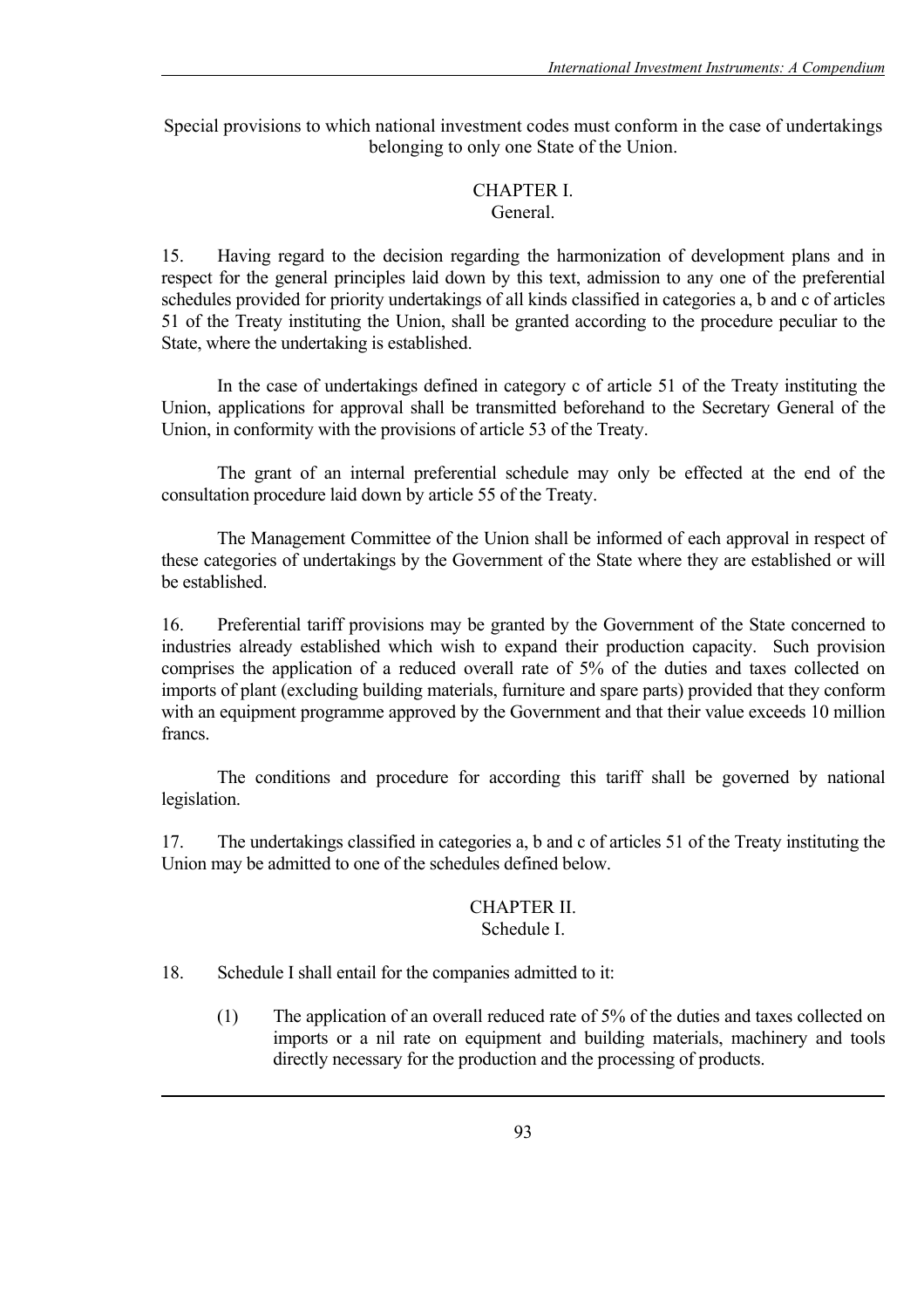Special provisions to which national investment codes must conform in the case of undertakings belonging to only one State of the Union.

## CHAPTER I.
## General.

15. Having regard to the decision regarding the harmonization of development plans and in respect for the general principles laid down by this text, admission to any one of the preferential schedules provided for priority undertakings of all kinds classified in categories a, b and c of articles 51 of the Treaty instituting the Union, shall be granted according to the procedure peculiar to the State, where the undertaking is established.

In the case of undertakings defined in category c of article 51 of the Treaty instituting the Union, applications for approval shall be transmitted beforehand to the Secretary General of the Union, in conformity with the provisions of article 53 of the Treaty.

The grant of an internal preferential schedule may only be effected at the end of the consultation procedure laid down by article 55 of the Treaty.

The Management Committee of the Union shall be informed of each approval in respect of these categories of undertakings by the Government of the State where they are established or will be established.

16. Preferential tariff provisions may be granted by the Government of the State concerned to industries already established which wish to expand their production capacity. Such provision comprises the application of a reduced overall rate of 5% of the duties and taxes collected on imports of plant (excluding building materials, furniture and spare parts) provided that they conform with an equipment programme approved by the Government and that their value exceeds 10 million francs.

The conditions and procedure for according this tariff shall be governed by national legislation.

17. The undertakings classified in categories a, b and c of articles 51 of the Treaty instituting the Union may be admitted to one of the schedules defined below.

## CHAPTER II.
## Schedule I.

18. Schedule I shall entail for the companies admitted to it:

(1) The application of an overall reduced rate of 5% of the duties and taxes collected on imports or a nil rate on equipment and building materials, machinery and tools directly necessary for the production and the processing of products.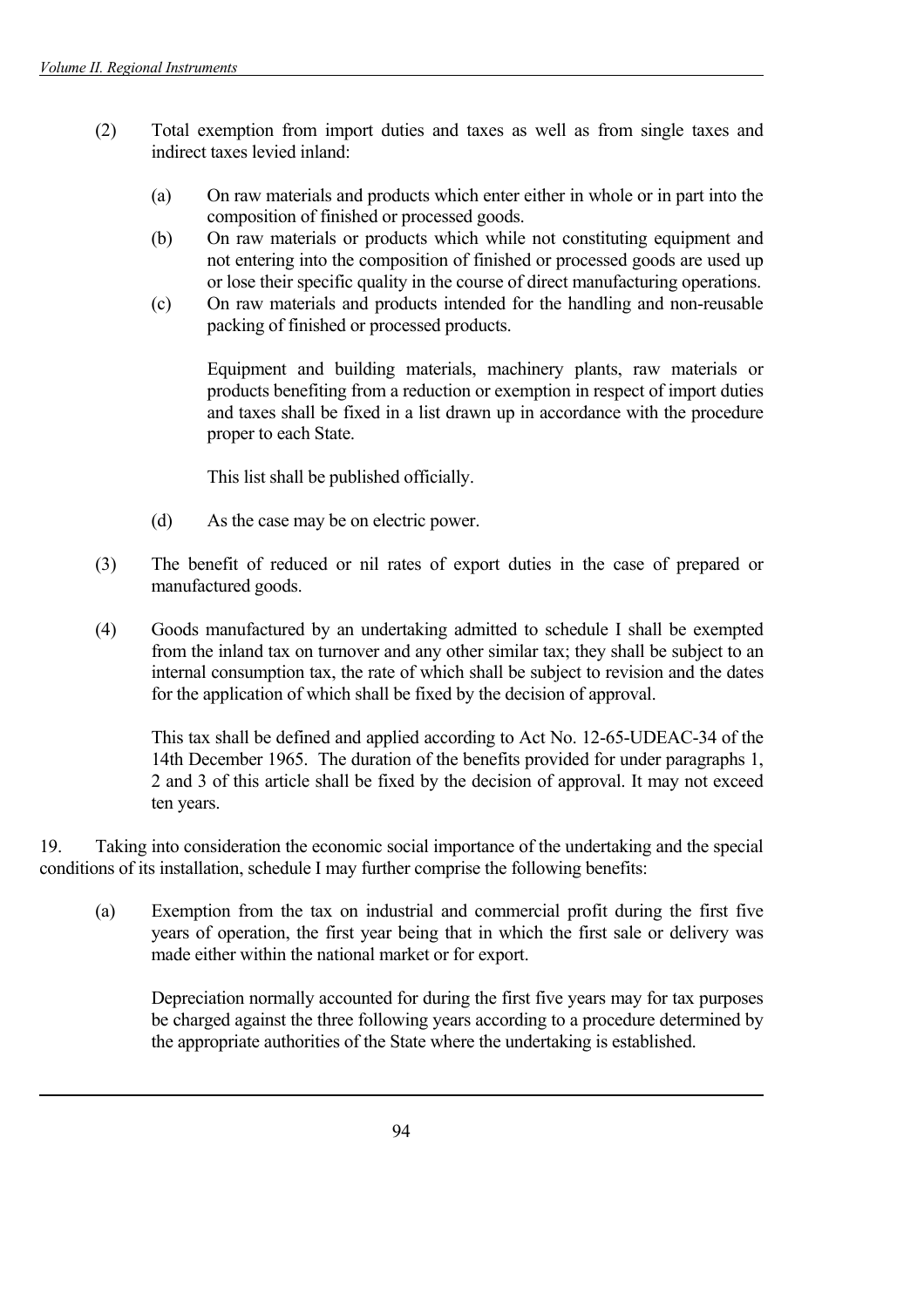(2) Total exemption from import duties and taxes as well as from single taxes and indirect taxes levied inland:

   (a) On raw materials and products which enter either in whole or in part into the composition of finished or processed goods.

   (b) On raw materials or products which while not constituting equipment and not entering into the composition of finished or processed goods are used up or lose their specific quality in the course of direct manufacturing operations.

   (c) On raw materials and products intended for the handling and non-reusable packing of finished or processed products.

   Equipment and building materials, machinery plants, raw materials or products benefiting from a reduction or exemption in respect of import duties and taxes shall be fixed in a list drawn up in accordance with the procedure proper to each State.

   This list shall be published officially.

   (d) As the case may be on electric power.

(3) The benefit of reduced or nil rates of export duties in the case of prepared or manufactured goods.

(4) Goods manufactured by an undertaking admitted to schedule I shall be exempted from the inland tax on turnover and any other similar tax; they shall be subject to an internal consumption tax, the rate of which shall be subject to revision and the dates for the application of which shall be fixed by the decision of approval.

   This tax shall be defined and applied according to Act No. 12-65-UDEAC-34 of the 14th December 1965. The duration of the benefits provided for under paragraphs 1, 2 and 3 of this article shall be fixed by the decision of approval. It may not exceed ten years.

19. Taking into consideration the economic social importance of the undertaking and the special conditions of its installation, schedule I may further comprise the following benefits:

(a) Exemption from the tax on industrial and commercial profit during the first five years of operation, the first year being that in which the first sale or delivery was made either within the national market or for export.

   Depreciation normally accounted for during the first five years may for tax purposes be charged against the three following years according to a procedure determined by the appropriate authorities of the State where the undertaking is established.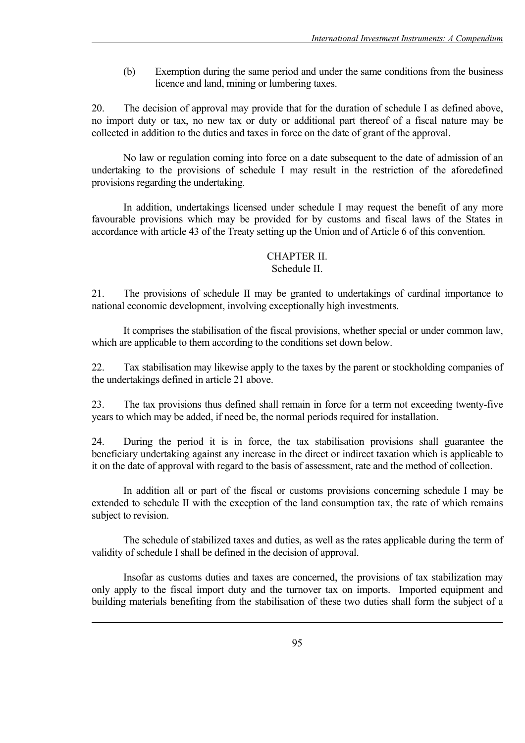(b) Exemption during the same period and under the same conditions from the business licence and land, mining or lumbering taxes.

20. The decision of approval may provide that for the duration of schedule I as defined above, no import duty or tax, no new tax or duty or additional part thereof of a fiscal nature may be collected in addition to the duties and taxes in force on the date of grant of the approval.

No law or regulation coming into force on a date subsequent to the date of admission of an undertaking to the provisions of schedule I may result in the restriction of the aforedefined provisions regarding the undertaking.

In addition, undertakings licensed under schedule I may request the benefit of any more favourable provisions which may be provided for by customs and fiscal laws of the States in accordance with article 43 of the Treaty setting up the Union and of Article 6 of this convention.

## CHAPTER II.
### Schedule II.

21. The provisions of schedule II may be granted to undertakings of cardinal importance to national economic development, involving exceptionally high investments.

It comprises the stabilisation of the fiscal provisions, whether special or under common law, which are applicable to them according to the conditions set down below.

22. Tax stabilisation may likewise apply to the taxes by the parent or stockholding companies of the undertakings defined in article 21 above.

23. The tax provisions thus defined shall remain in force for a term not exceeding twenty-five years to which may be added, if need be, the normal periods required for installation.

24. During the period it is in force, the tax stabilisation provisions shall guarantee the beneficiary undertaking against any increase in the direct or indirect taxation which is applicable to it on the date of approval with regard to the basis of assessment, rate and the method of collection.

In addition all or part of the fiscal or customs provisions concerning schedule I may be extended to schedule II with the exception of the land consumption tax, the rate of which remains subject to revision.

The schedule of stabilized taxes and duties, as well as the rates applicable during the term of validity of schedule I shall be defined in the decision of approval.

Insofar as customs duties and taxes are concerned, the provisions of tax stabilization may only apply to the fiscal import duty and the turnover tax on imports. Imported equipment and building materials benefiting from the stabilisation of these two duties shall form the subject of a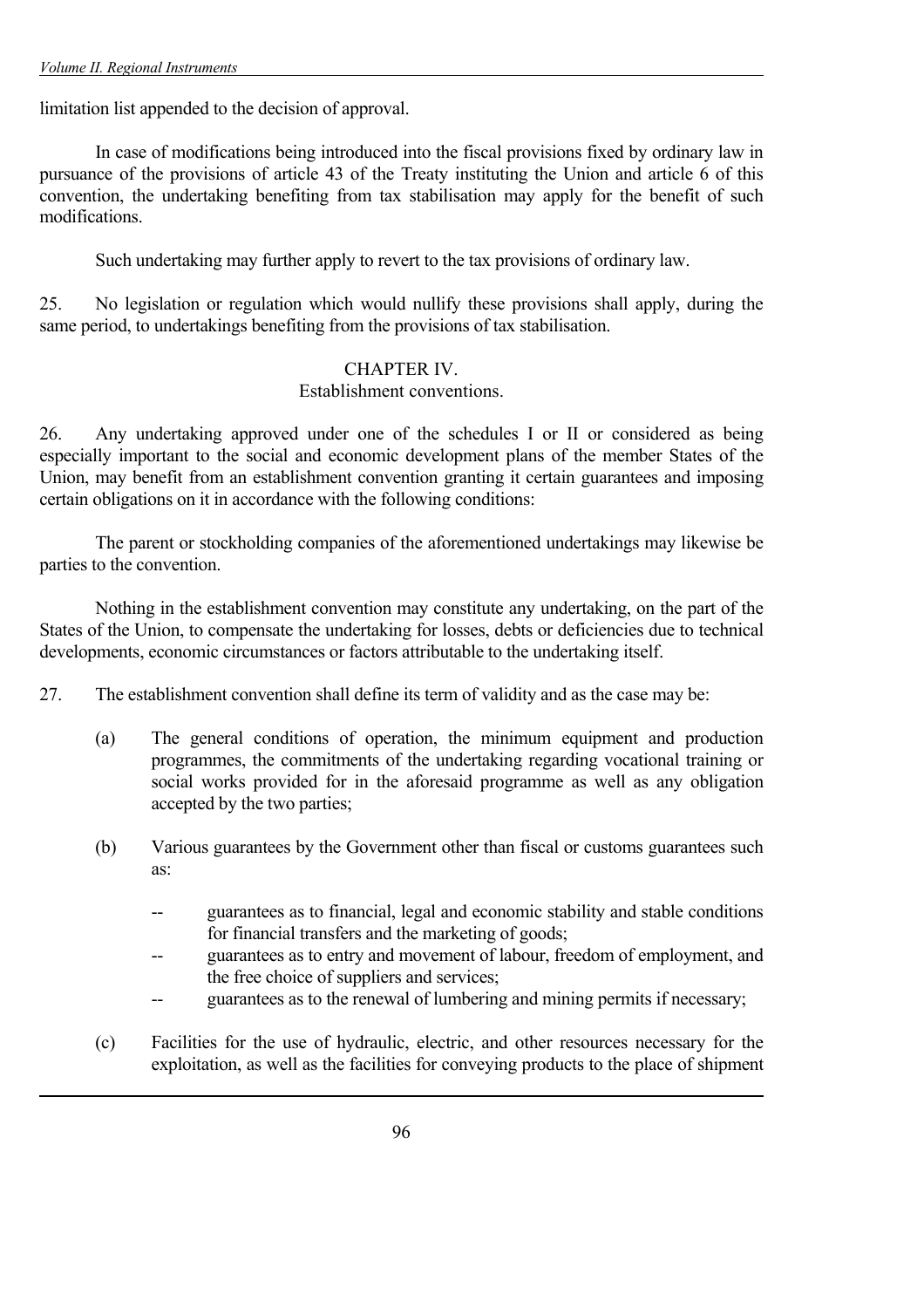limitation list appended to the decision of approval.

In case of modifications being introduced into the fiscal provisions fixed by ordinary law in pursuance of the provisions of article 43 of the Treaty instituting the Union and article 6 of this convention, the undertaking benefiting from tax stabilisation may apply for the benefit of such modifications.

Such undertaking may further apply to revert to the tax provisions of ordinary law.

25. No legislation or regulation which would nullify these provisions shall apply, during the same period, to undertakings benefiting from the provisions of tax stabilisation.

## CHAPTER IV.
### Establishment conventions.

26. Any undertaking approved under one of the schedules I or II or considered as being especially important to the social and economic development plans of the member States of the Union, may benefit from an establishment convention granting it certain guarantees and imposing certain obligations on it in accordance with the following conditions:

The parent or stockholding companies of the aforementioned undertakings may likewise be parties to the convention.

Nothing in the establishment convention may constitute any undertaking, on the part of the States of the Union, to compensate the undertaking for losses, debts or deficiencies due to technical developments, economic circumstances or factors attributable to the undertaking itself.

27. The establishment convention shall define its term of validity and as the case may be:

(a) The general conditions of operation, the minimum equipment and production programmes, the commitments of the undertaking regarding vocational training or social works provided for in the aforesaid programme as well as any obligation accepted by the two parties;

(b) Various guarantees by the Government other than fiscal or customs guarantees such as:

- guarantees as to financial, legal and economic stability and stable conditions for financial transfers and the marketing of goods;
- guarantees as to entry and movement of labour, freedom of employment, and the free choice of suppliers and services;
- guarantees as to the renewal of lumbering and mining permits if necessary;

(c) Facilities for the use of hydraulic, electric, and other resources necessary for the exploitation, as well as the facilities for conveying products to the place of shipment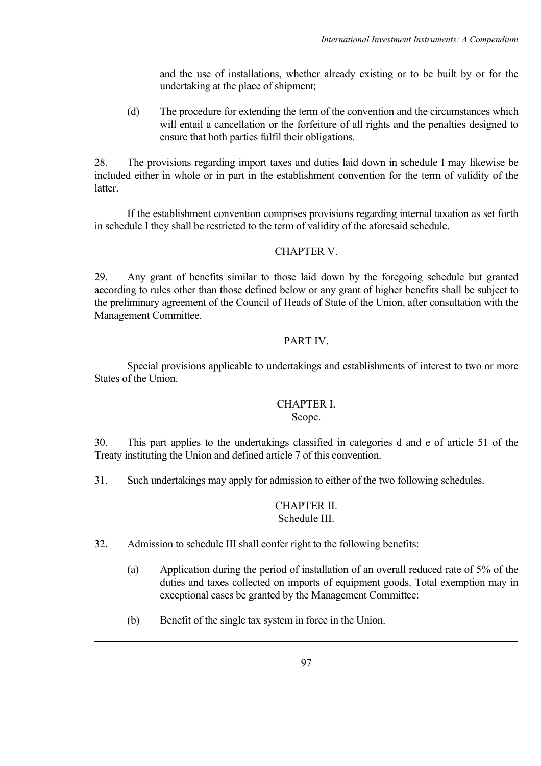and the use of installations, whether already existing or to be built by or for the undertaking at the place of shipment;

(d) The procedure for extending the term of the convention and the circumstances which will entail a cancellation or the forfeiture of all rights and the penalties designed to ensure that both parties fulfil their obligations.

28. The provisions regarding import taxes and duties laid down in schedule I may likewise be included either in whole or in part in the establishment convention for the term of validity of the latter.

If the establishment convention comprises provisions regarding internal taxation as set forth in schedule I they shall be restricted to the term of validity of the aforesaid schedule.

## CHAPTER V.

29. Any grant of benefits similar to those laid down by the foregoing schedule but granted according to rules other than those defined below or any grant of higher benefits shall be subject to the preliminary agreement of the Council of Heads of State of the Union, after consultation with the Management Committee.

## PART IV.

Special provisions applicable to undertakings and establishments of interest to two or more States of the Union.

## CHAPTER I.
### Scope.

30. This part applies to the undertakings classified in categories d and e of article 51 of the Treaty instituting the Union and defined article 7 of this convention.

31. Such undertakings may apply for admission to either of the two following schedules.

## CHAPTER II.
### Schedule III.

32. Admission to schedule III shall confer right to the following benefits:

(a) Application during the period of installation of an overall reduced rate of 5% of the duties and taxes collected on imports of equipment goods. Total exemption may in exceptional cases be granted by the Management Committee:

(b) Benefit of the single tax system in force in the Union.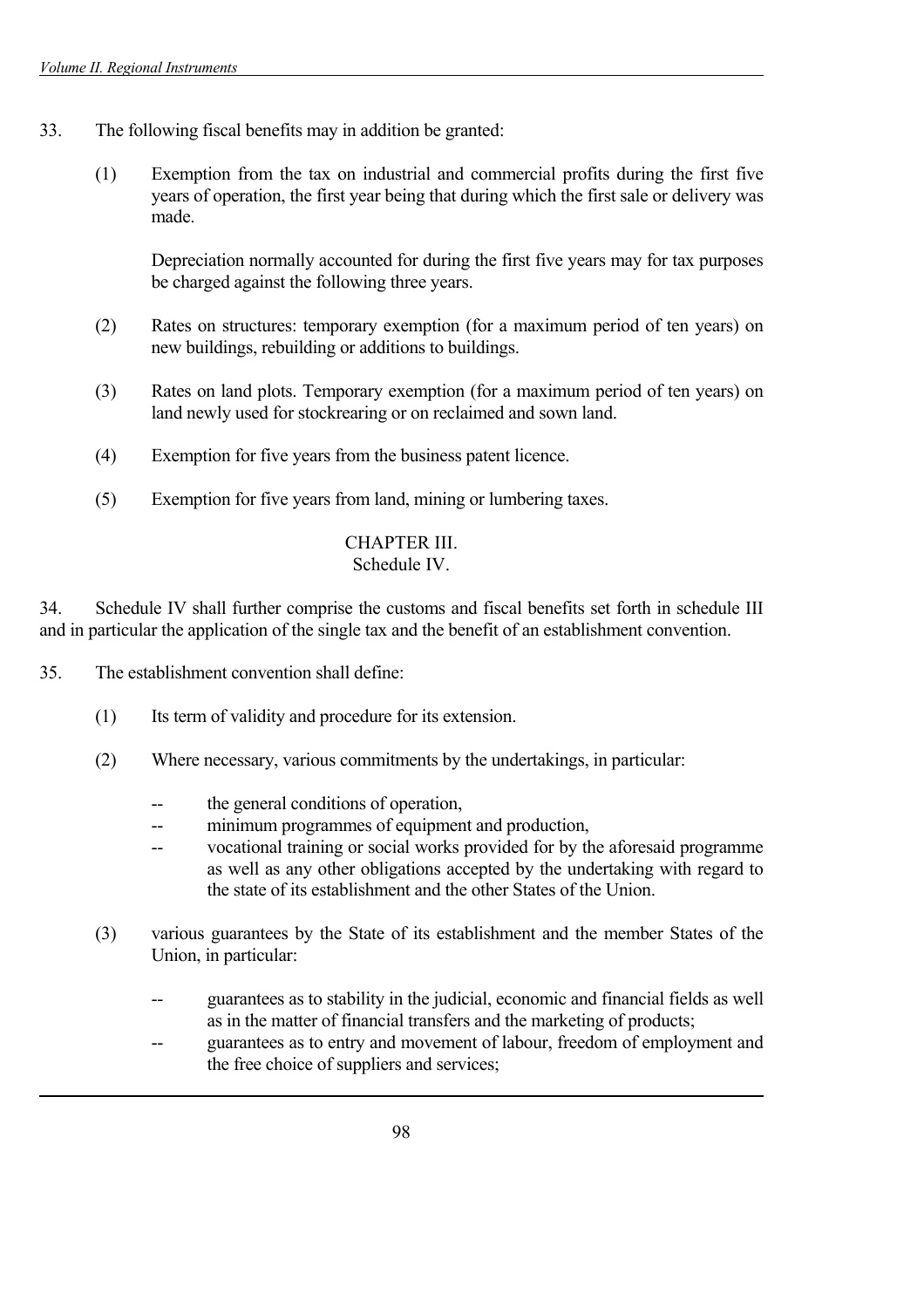33. The following fiscal benefits may in addition be granted:

   (1) Exemption from the tax on industrial and commercial profits during the first five years of operation, the first year being that during which the first sale or delivery was made.

   Depreciation normally accounted for during the first five years may for tax purposes be charged against the following three years.

   (2) Rates on structures: temporary exemption (for a maximum period of ten years) on new buildings, rebuilding or additions to buildings.

   (3) Rates on land plots. Temporary exemption (for a maximum period of ten years) on land newly used for stockrearing or on reclaimed and sown land.

   (4) Exemption for five years from the business patent licence.

   (5) Exemption for five years from land, mining or lumbering taxes.

## CHAPTER III.
### Schedule IV.

34. Schedule IV shall further comprise the customs and fiscal benefits set forth in schedule III and in particular the application of the single tax and the benefit of an establishment convention.

35. The establishment convention shall define:

   (1) Its term of validity and procedure for its extension.

   (2) Where necessary, various commitments by the undertakings, in particular:

   - the general conditions of operation,
   - minimum programmes of equipment and production,
   - vocational training or social works provided for by the aforesaid programme as well as any other obligations accepted by the undertaking with regard to the state of its establishment and the other States of the Union.

   (3) various guarantees by the State of its establishment and the member States of the Union, in particular:

   - guarantees as to stability in the judicial, economic and financial fields as well as in the matter of financial transfers and the marketing of products;
   - guarantees as to entry and movement of labour, freedom of employment and the free choice of suppliers and services;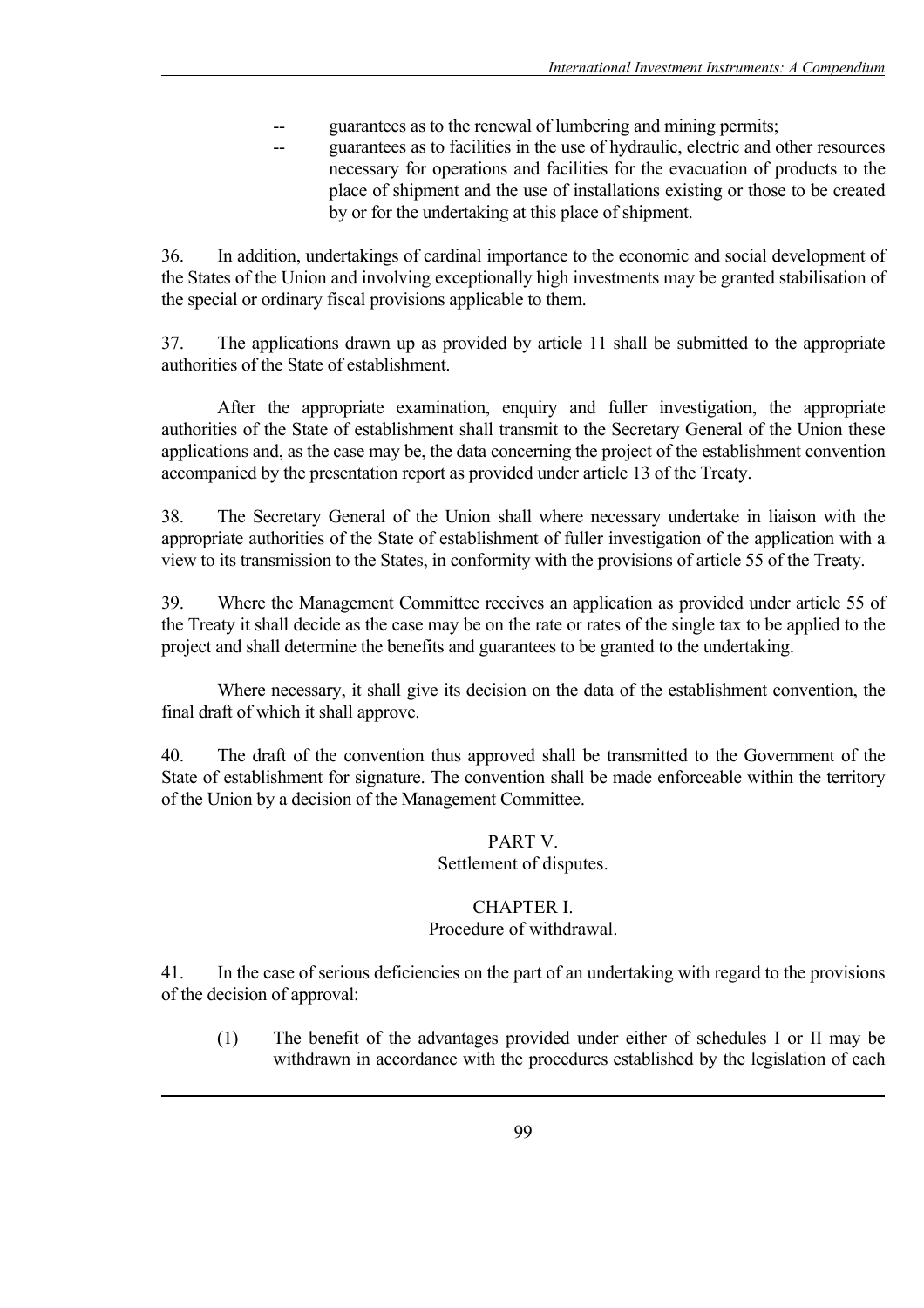-- guarantees as to the renewal of lumbering and mining permits;

-- guarantees as to facilities in the use of hydraulic, electric and other resources necessary for operations and facilities for the evacuation of products to the place of shipment and the use of installations existing or those to be created by or for the undertaking at this place of shipment.

36. In addition, undertakings of cardinal importance to the economic and social development of the States of the Union and involving exceptionally high investments may be granted stabilisation of the special or ordinary fiscal provisions applicable to them.

37. The applications drawn up as provided by article 11 shall be submitted to the appropriate authorities of the State of establishment.

After the appropriate examination, enquiry and fuller investigation, the appropriate authorities of the State of establishment shall transmit to the Secretary General of the Union these applications and, as the case may be, the data concerning the project of the establishment convention accompanied by the presentation report as provided under article 13 of the Treaty.

38. The Secretary General of the Union shall where necessary undertake in liaison with the appropriate authorities of the State of establishment of fuller investigation of the application with a view to its transmission to the States, in conformity with the provisions of article 55 of the Treaty.

39. Where the Management Committee receives an application as provided under article 55 of the Treaty it shall decide as the case may be on the rate or rates of the single tax to be applied to the project and shall determine the benefits and guarantees to be granted to the undertaking.

Where necessary, it shall give its decision on the data of the establishment convention, the final draft of which it shall approve.

40. The draft of the convention thus approved shall be transmitted to the Government of the State of establishment for signature. The convention shall be made enforceable within the territory of the Union by a decision of the Management Committee.

## PART V.
## Settlement of disputes.

### CHAPTER I.
### Procedure of withdrawal.

41. In the case of serious deficiencies on the part of an undertaking with regard to the provisions of the decision of approval:

(1) The benefit of the advantages provided under either of schedules I or II may be withdrawn in accordance with the procedures established by the legislation of each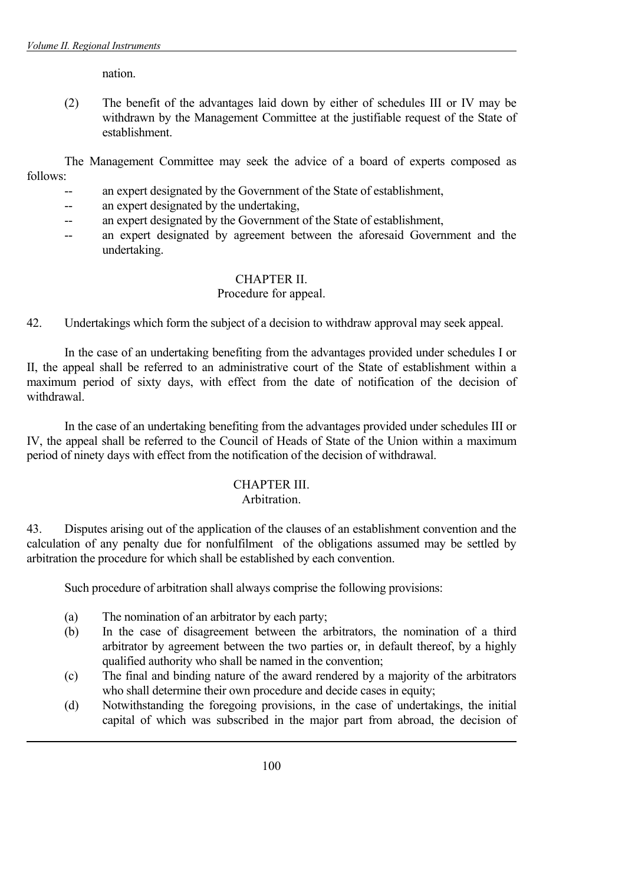nation.

(2) The benefit of the advantages laid down by either of schedules III or IV may be withdrawn by the Management Committee at the justifiable request of the State of establishment.

The Management Committee may seek the advice of a board of experts composed as follows:

-- an expert designated by the Government of the State of establishment,
-- an expert designated by the undertaking,
-- an expert designated by the Government of the State of establishment,
-- an expert designated by agreement between the aforesaid Government and the undertaking.

## CHAPTER II.
### Procedure for appeal.

42. Undertakings which form the subject of a decision to withdraw approval may seek appeal.

In the case of an undertaking benefiting from the advantages provided under schedules I or II, the appeal shall be referred to an administrative court of the State of establishment within a maximum period of sixty days, with effect from the date of notification of the decision of withdrawal.

In the case of an undertaking benefiting from the advantages provided under schedules III or IV, the appeal shall be referred to the Council of Heads of State of the Union within a maximum period of ninety days with effect from the notification of the decision of withdrawal.

## CHAPTER III.
### Arbitration.

43. Disputes arising out of the application of the clauses of an establishment convention and the calculation of any penalty due for nonfulfilment of the obligations assumed may be settled by arbitration the procedure for which shall be established by each convention.

Such procedure of arbitration shall always comprise the following provisions:

(a) The nomination of an arbitrator by each party;
(b) In the case of disagreement between the arbitrators, the nomination of a third arbitrator by agreement between the two parties or, in default thereof, by a highly qualified authority who shall be named in the convention;
(c) The final and binding nature of the award rendered by a majority of the arbitrators who shall determine their own procedure and decide cases in equity;
(d) Notwithstanding the foregoing provisions, in the case of undertakings, the initial capital of which was subscribed in the major part from abroad, the decision of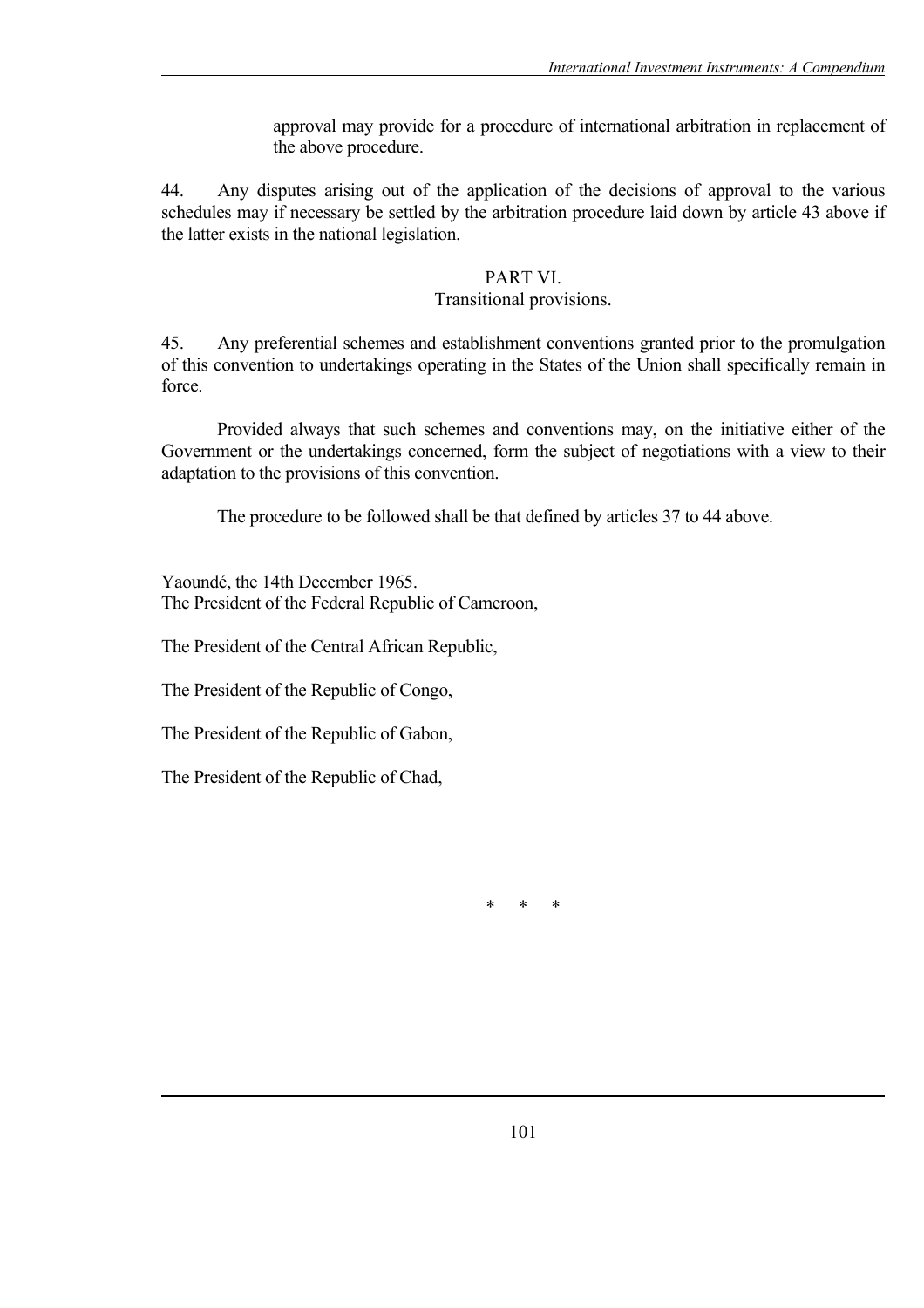approval may provide for a procedure of international arbitration in replacement of the above procedure.

44. Any disputes arising out of the application of the decisions of approval to the various schedules may if necessary be settled by the arbitration procedure laid down by article 43 above if the latter exists in the national legislation.

## PART VI.
### Transitional provisions.

45. Any preferential schemes and establishment conventions granted prior to the promulgation of this convention to undertakings operating in the States of the Union shall specifically remain in force.

Provided always that such schemes and conventions may, on the initiative either of the Government or the undertakings concerned, form the subject of negotiations with a view to their adaptation to the provisions of this convention.

The procedure to be followed shall be that defined by articles 37 to 44 above.

Yaoundé, the 14th December 1965.
The President of the Federal Republic of Cameroon,

The President of the Central African Republic,

The President of the Republic of Congo,

The President of the Republic of Gabon,

The President of the Republic of Chad,

\* \* \*